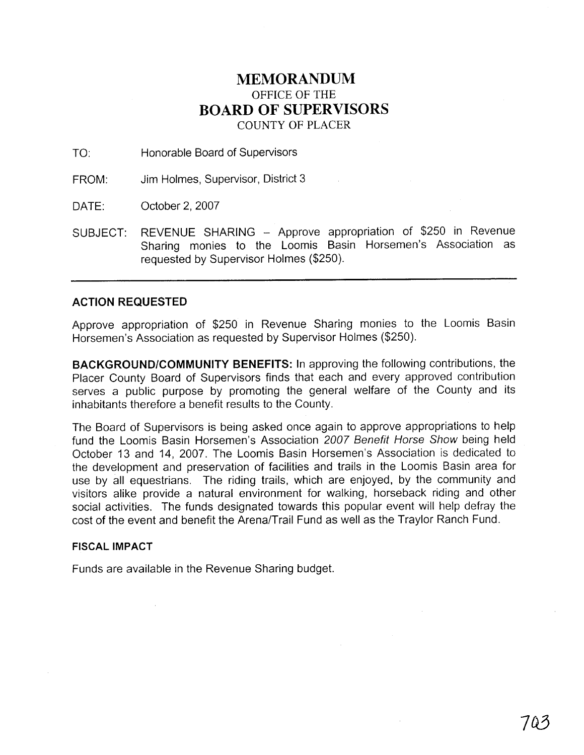# MEMORANDUM
OFFICE OF THE
## BOARD OF SUPERVISORS
COUNTY OF PLACER

TO: Honorable Board of Supervisors

FROM: Jim Holmes, Supervisor, District 3

DATE: October 2, 2007

SUBJECT: REVENUE SHARING – Approve appropriation of $250 in Revenue Sharing monies to the Loomis Basin Horsemen's Association as requested by Supervisor Holmes ($250).

---

### ACTION REQUESTED

Approve appropriation of $250 in Revenue Sharing monies to the Loomis Basin Horsemen's Association as requested by Supervisor Holmes ($250).

**BACKGROUND/COMMUNITY BENEFITS:** In approving the following contributions, the Placer County Board of Supervisors finds that each and every approved contribution serves a public purpose by promoting the general welfare of the County and its inhabitants therefore a benefit results to the County.

The Board of Supervisors is being asked once again to approve appropriations to help fund the Loomis Basin Horsemen's Association *2007 Benefit Horse Show* being held October 13 and 14, 2007. The Loomis Basin Horsemen's Association is dedicated to the development and preservation of facilities and trails in the Loomis Basin area for use by all equestrians. The riding trails, which are enjoyed, by the community and visitors alike provide a natural environment for walking, horseback riding and other social activities. The funds designated towards this popular event will help defray the cost of the event and benefit the Arena/Trail Fund as well as the Traylor Ranch Fund.

#### FISCAL IMPACT

Funds are available in the Revenue Sharing budget.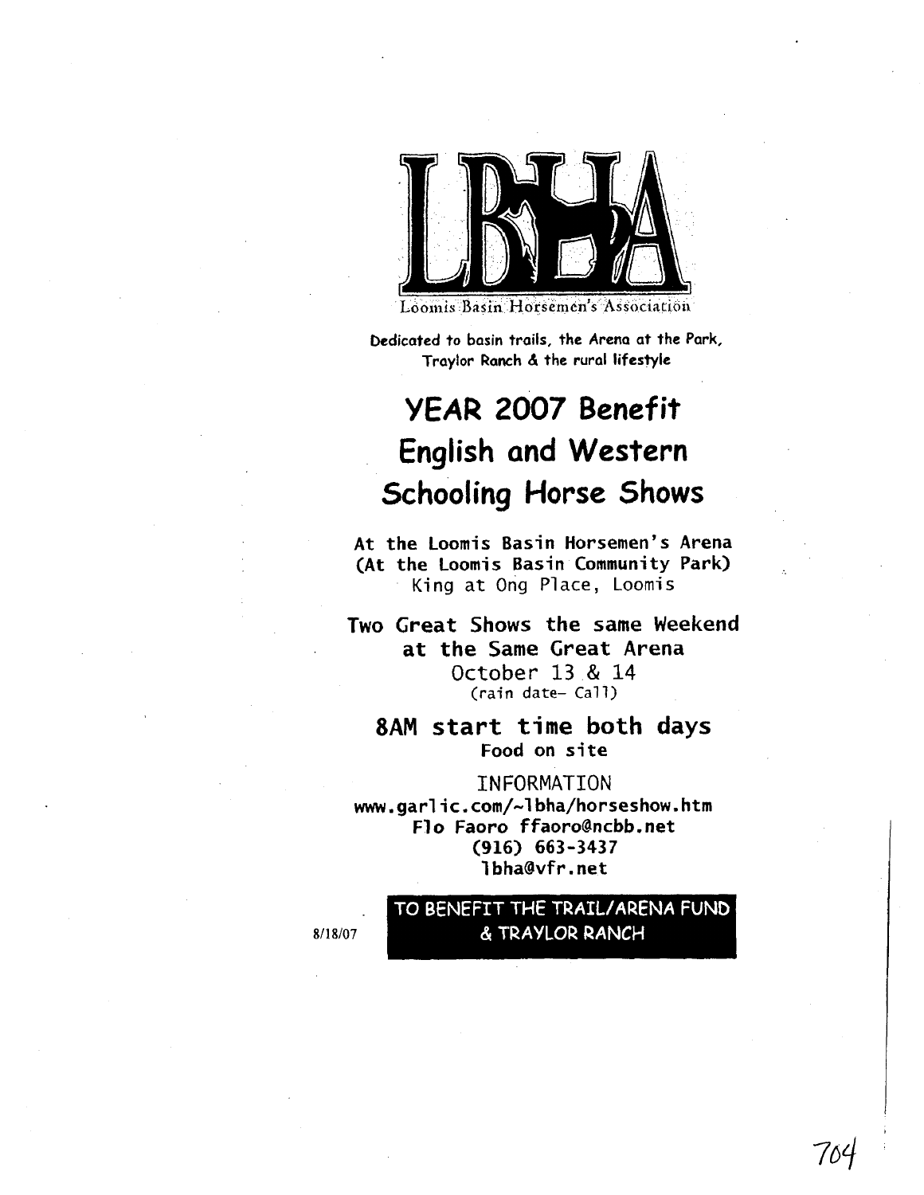LBHA

Loomis Basin Horsemen's Association

**Dedicated to basin trails, the Arena at the Park, Traylor Ranch & the rural lifestyle**

# YEAR 2007 Benefit English and Western Schooling Horse Shows

**At the Loomis Basin Horsemen's Arena**
**(At the Loomis Basin Community Park)**
King at Ong Place, Loomis

**Two Great Shows the same Weekend at the Same Great Arena**
October 13 & 14
(rain date- Call)

## 8AM start time both days

**Food on site**

INFORMATION
**www.garlic.com/~lbha/horseshow.htm**
**Flo Faoro ffaoro@ncbb.net**
**(916) 663-3437**
**lbha@vfr.net**

**TO BENEFIT THE TRAIL/ARENA FUND & TRAYLOR RANCH**

8/18/07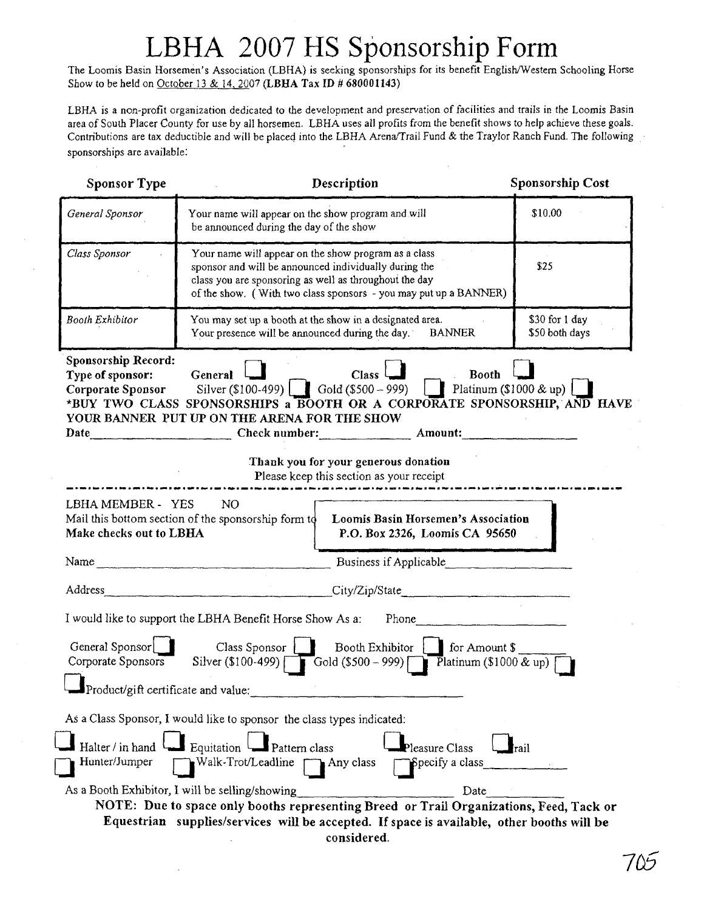# LBHA 2007 HS Sponsorship Form

The Loomis Basin Horsemen's Association (LBHA) is seeking sponsorships for its benefit English/Western Schooling Horse Show to be held on October 13 & 14, 2007 **(LBHA Tax ID # 680001143)**

LBHA is a non-profit organization dedicated to the development and preservation of facilities and trails in the Loomis Basin area of South Placer County for use by all horsemen. LBHA uses all profits from the benefit shows to help achieve these goals. Contributions are tax deductible and will be placed into the LBHA Arena/Trail Fund & the Traylor Ranch Fund. The following sponsorships are available:

| Sponsor Type | Description | Sponsorship Cost |
|---|---|---|
| *General Sponsor* | Your name will appear on the show program and will be announced during the day of the show | $10.00 |
| *Class Sponsor* | Your name will appear on the show program as a class sponsor and will be announced individually during the class you are sponsoring as well as throughout the day of the show. ( With two class sponsors - you may put up a BANNER) | $25 |
| *Booth Exhibitor* | You may set up a booth at the show in a designated area. Your presence will be announced during the day. BANNER | $30 for 1 day<br>$50 both days |

**Sponsorship Record:**
**Type of sponsor:** General ☐ Class ☐ Booth ☐
**Corporate Sponsor** Silver ($100-499) ☐ Gold ($500 – 999) ☐ Platinum ($1000 & up) ☐
**\*BUY TWO CLASS SPONSORSHIPS a BOOTH OR A CORPORATE SPONSORSHIP, AND HAVE YOUR BANNER PUT UP ON THE ARENA FOR THE SHOW**
**Date**\_\_\_\_\_\_\_\_\_\_\_\_\_\_ **Check number:**\_\_\_\_\_\_\_\_\_\_ **Amount:**\_\_\_\_\_\_\_\_\_\_

**Thank you for your generous donation**
Please keep this section as your receipt

---

LBHA MEMBER - YES NO
Mail this bottom section of the sponsorship form to
**Make checks out to LBHA**

**Loomis Basin Horsemen's Association**
**P.O. Box 2326, Loomis CA 95650**

Name\_\_\_\_\_\_\_\_\_\_\_\_\_\_\_\_\_\_\_\_ Business if Applicable\_\_\_\_\_\_\_\_\_\_\_\_\_\_

Address\_\_\_\_\_\_\_\_\_\_\_\_\_\_\_\_\_\_\_\_ City/Zip/State\_\_\_\_\_\_\_\_\_\_\_\_\_\_

I would like to support the LBHA Benefit Horse Show As a: Phone\_\_\_\_\_\_\_\_\_\_\_\_\_\_

General Sponsor ☐ Class Sponsor ☐ Booth Exhibitor ☐ for Amount $\_\_\_\_\_\_
Corporate Sponsors Silver ($100-499) ☐ Gold ($500 – 999) ☐ Platinum ($1000 & up) ☐

☐ Product/gift certificate and value:\_\_\_\_\_\_\_\_\_\_\_\_\_\_\_\_\_\_\_\_

As a Class Sponsor, I would like to sponsor the class types indicated:

☐ Halter / in hand ☐ Equitation ☐ Pattern class ☐ Pleasure Class ☐ Trail
☐ Hunter/Jumper ☐ Walk-Trot/Leadline ☐ Any class ☐ Specify a class\_\_\_\_\_\_\_\_\_\_

As a Booth Exhibitor, I will be selling/showing\_\_\_\_\_\_\_\_\_\_\_\_\_\_\_\_\_\_\_\_ Date\_\_\_\_\_\_\_\_\_\_

**NOTE: Due to space only booths representing Breed or Trail Organizations, Feed, Tack or Equestrian supplies/services will be accepted. If space is available, other booths will be considered.**